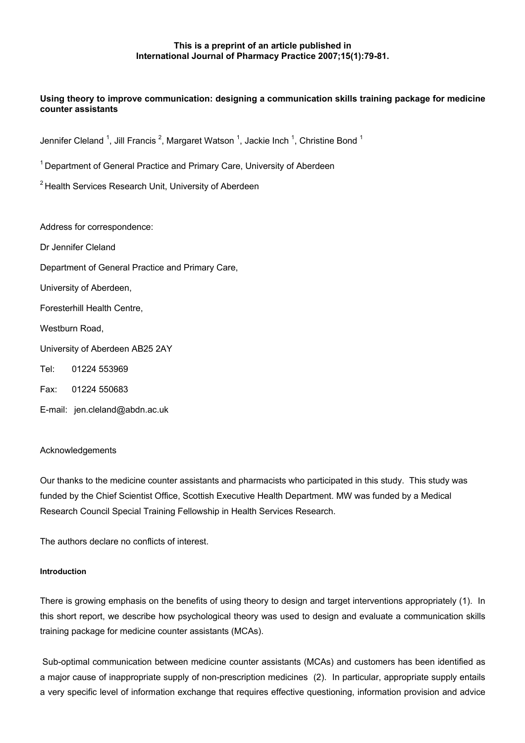**This is a preprint of an article published in International Journal of Pharmacy Practice 2007;15(1):79-81.**

# Using theory to improve communication: designing a communication skills training package for medicine counter assistants

Jennifer Cleland [1], Jill Francis [2], Margaret Watson [1], Jackie Inch [1], Christine Bond [1]

[1] Department of General Practice and Primary Care, University of Aberdeen

[2] Health Services Research Unit, University of Aberdeen

Address for correspondence:

Dr Jennifer Cleland

Department of General Practice and Primary Care,

University of Aberdeen,

Foresterhill Health Centre,

Westburn Road,

University of Aberdeen AB25 2AY

Tel: 01224 553969

Fax: 01224 550683

E-mail: jen.cleland@abdn.ac.uk

Acknowledgements

Our thanks to the medicine counter assistants and pharmacists who participated in this study. This study was funded by the Chief Scientist Office, Scottish Executive Health Department. MW was funded by a Medical Research Council Special Training Fellowship in Health Services Research.

The authors declare no conflicts of interest.

## Introduction

There is growing emphasis on the benefits of using theory to design and target interventions appropriately (1). In this short report, we describe how psychological theory was used to design and evaluate a communication skills training package for medicine counter assistants (MCAs).

Sub-optimal communication between medicine counter assistants (MCAs) and customers has been identified as a major cause of inappropriate supply of non-prescription medicines (2). In particular, appropriate supply entails a very specific level of information exchange that requires effective questioning, information provision and advice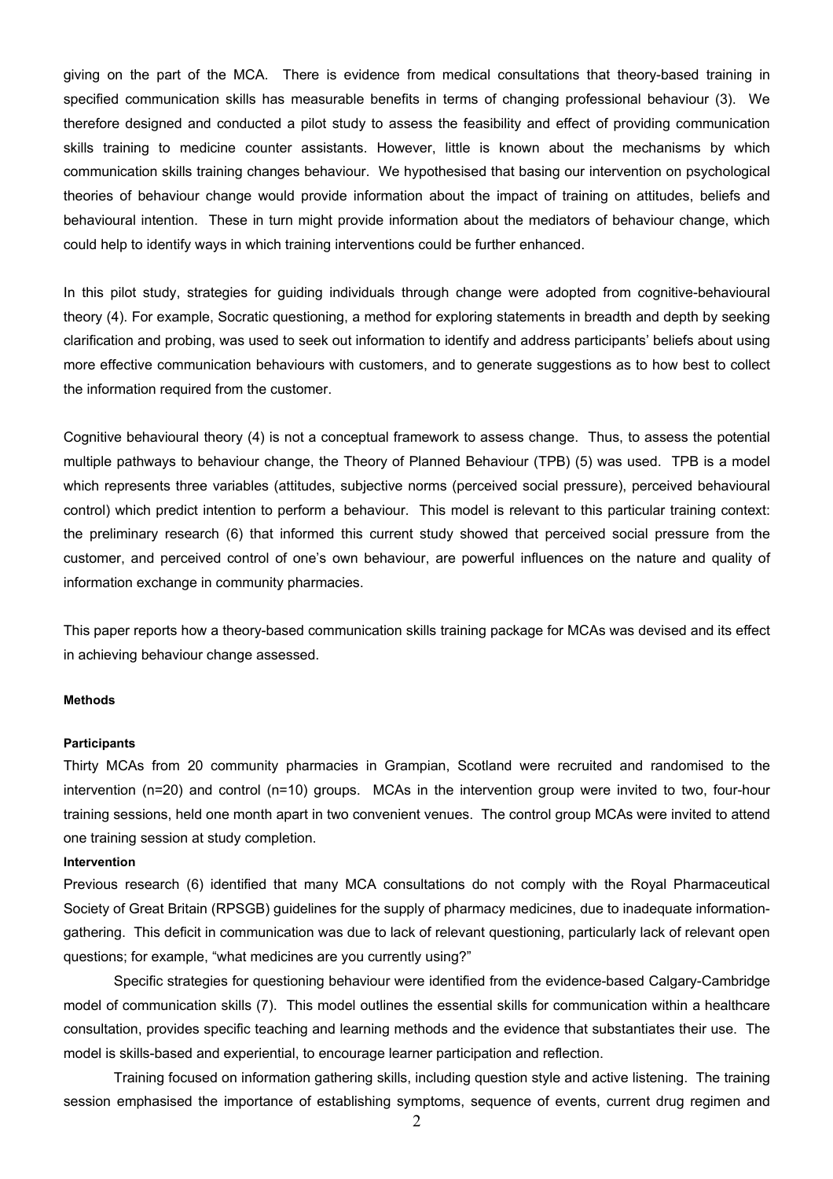giving on the part of the MCA. There is evidence from medical consultations that theory-based training in specified communication skills has measurable benefits in terms of changing professional behaviour (3). We therefore designed and conducted a pilot study to assess the feasibility and effect of providing communication skills training to medicine counter assistants. However, little is known about the mechanisms by which communication skills training changes behaviour. We hypothesised that basing our intervention on psychological theories of behaviour change would provide information about the impact of training on attitudes, beliefs and behavioural intention. These in turn might provide information about the mediators of behaviour change, which could help to identify ways in which training interventions could be further enhanced.

In this pilot study, strategies for guiding individuals through change were adopted from cognitive-behavioural theory (4). For example, Socratic questioning, a method for exploring statements in breadth and depth by seeking clarification and probing, was used to seek out information to identify and address participants' beliefs about using more effective communication behaviours with customers, and to generate suggestions as to how best to collect the information required from the customer.

Cognitive behavioural theory (4) is not a conceptual framework to assess change. Thus, to assess the potential multiple pathways to behaviour change, the Theory of Planned Behaviour (TPB) (5) was used. TPB is a model which represents three variables (attitudes, subjective norms (perceived social pressure), perceived behavioural control) which predict intention to perform a behaviour. This model is relevant to this particular training context: the preliminary research (6) that informed this current study showed that perceived social pressure from the customer, and perceived control of one's own behaviour, are powerful influences on the nature and quality of information exchange in community pharmacies.

This paper reports how a theory-based communication skills training package for MCAs was devised and its effect in achieving behaviour change assessed.

## Methods

### Participants

Thirty MCAs from 20 community pharmacies in Grampian, Scotland were recruited and randomised to the intervention (n=20) and control (n=10) groups. MCAs in the intervention group were invited to two, four-hour training sessions, held one month apart in two convenient venues. The control group MCAs were invited to attend one training session at study completion.

### Intervention

Previous research (6) identified that many MCA consultations do not comply with the Royal Pharmaceutical Society of Great Britain (RPSGB) guidelines for the supply of pharmacy medicines, due to inadequate information-gathering. This deficit in communication was due to lack of relevant questioning, particularly lack of relevant open questions; for example, "what medicines are you currently using?"

Specific strategies for questioning behaviour were identified from the evidence-based Calgary-Cambridge model of communication skills (7). This model outlines the essential skills for communication within a healthcare consultation, provides specific teaching and learning methods and the evidence that substantiates their use. The model is skills-based and experiential, to encourage learner participation and reflection.

Training focused on information gathering skills, including question style and active listening. The training session emphasised the importance of establishing symptoms, sequence of events, current drug regimen and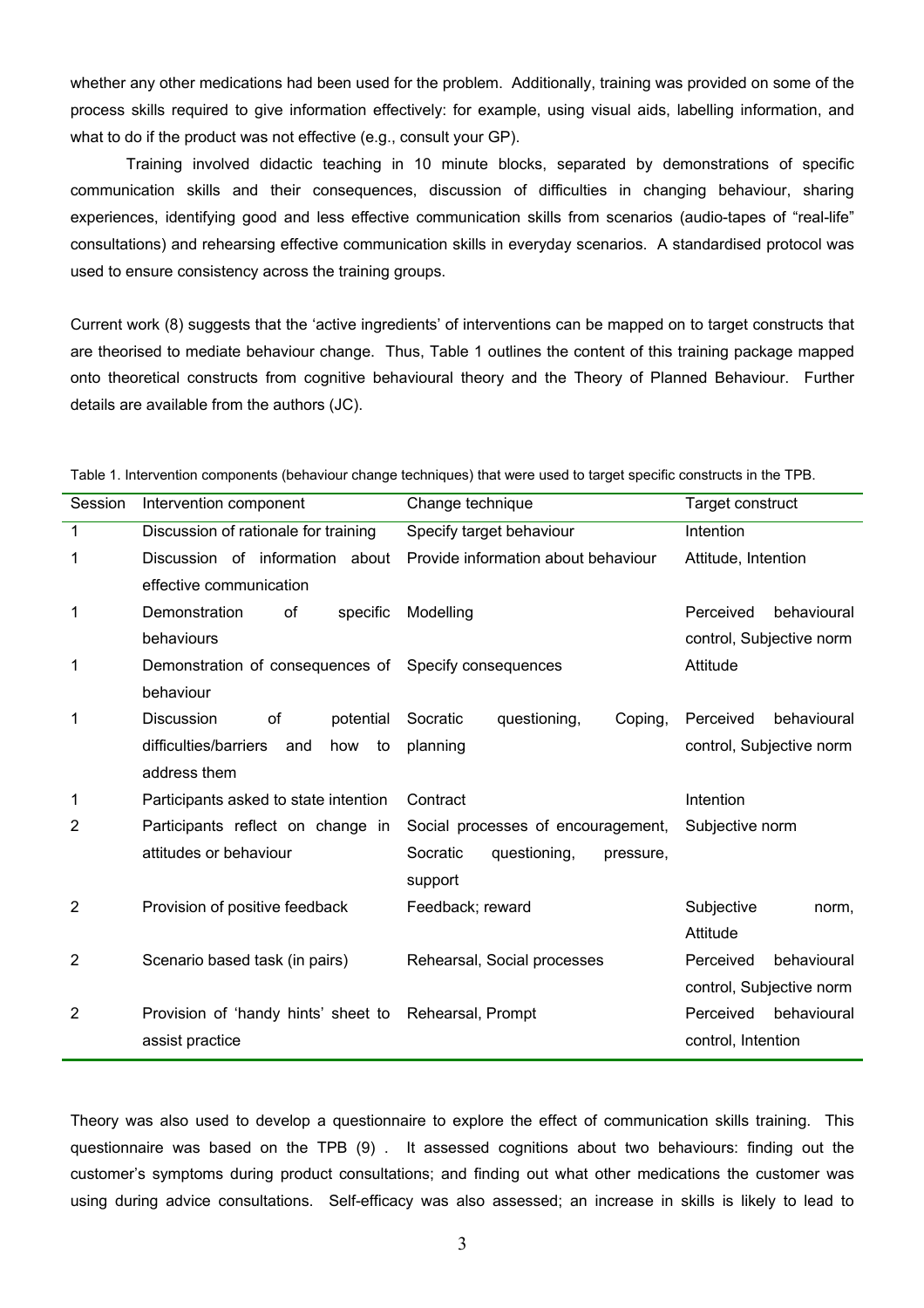whether any other medications had been used for the problem. Additionally, training was provided on some of the process skills required to give information effectively: for example, using visual aids, labelling information, and what to do if the product was not effective (e.g., consult your GP).

Training involved didactic teaching in 10 minute blocks, separated by demonstrations of specific communication skills and their consequences, discussion of difficulties in changing behaviour, sharing experiences, identifying good and less effective communication skills from scenarios (audio-tapes of "real-life" consultations) and rehearsing effective communication skills in everyday scenarios. A standardised protocol was used to ensure consistency across the training groups.

Current work (8) suggests that the 'active ingredients' of interventions can be mapped on to target constructs that are theorised to mediate behaviour change. Thus, Table 1 outlines the content of this training package mapped onto theoretical constructs from cognitive behavioural theory and the Theory of Planned Behaviour. Further details are available from the authors (JC).

Table 1. Intervention components (behaviour change techniques) that were used to target specific constructs in the TPB.

| Session | Intervention component | Change technique | Target construct |
|---|---|---|---|
| 1 | Discussion of rationale for training | Specify target behaviour | Intention |
| 1 | Discussion of information about effective communication | Provide information about behaviour | Attitude, Intention |
| 1 | Demonstration of specific behaviours | Modelling | Perceived behavioural control, Subjective norm |
| 1 | Demonstration of consequences of behaviour | Specify consequences | Attitude |
| 1 | Discussion of potential difficulties/barriers and how to address them | Socratic questioning, Coping, planning | Perceived behavioural control, Subjective norm |
| 1 | Participants asked to state intention | Contract | Intention |
| 2 | Participants reflect on change in attitudes or behaviour | Social processes of encouragement, Socratic questioning, pressure, support | Subjective norm |
| 2 | Provision of positive feedback | Feedback; reward | Subjective norm, Attitude |
| 2 | Scenario based task (in pairs) | Rehearsal, Social processes | Perceived behavioural control, Subjective norm |
| 2 | Provision of 'handy hints' sheet to assist practice | Rehearsal, Prompt | Perceived behavioural control, Intention |

Theory was also used to develop a questionnaire to explore the effect of communication skills training. This questionnaire was based on the TPB (9) . It assessed cognitions about two behaviours: finding out the customer's symptoms during product consultations; and finding out what other medications the customer was using during advice consultations. Self-efficacy was also assessed; an increase in skills is likely to lead to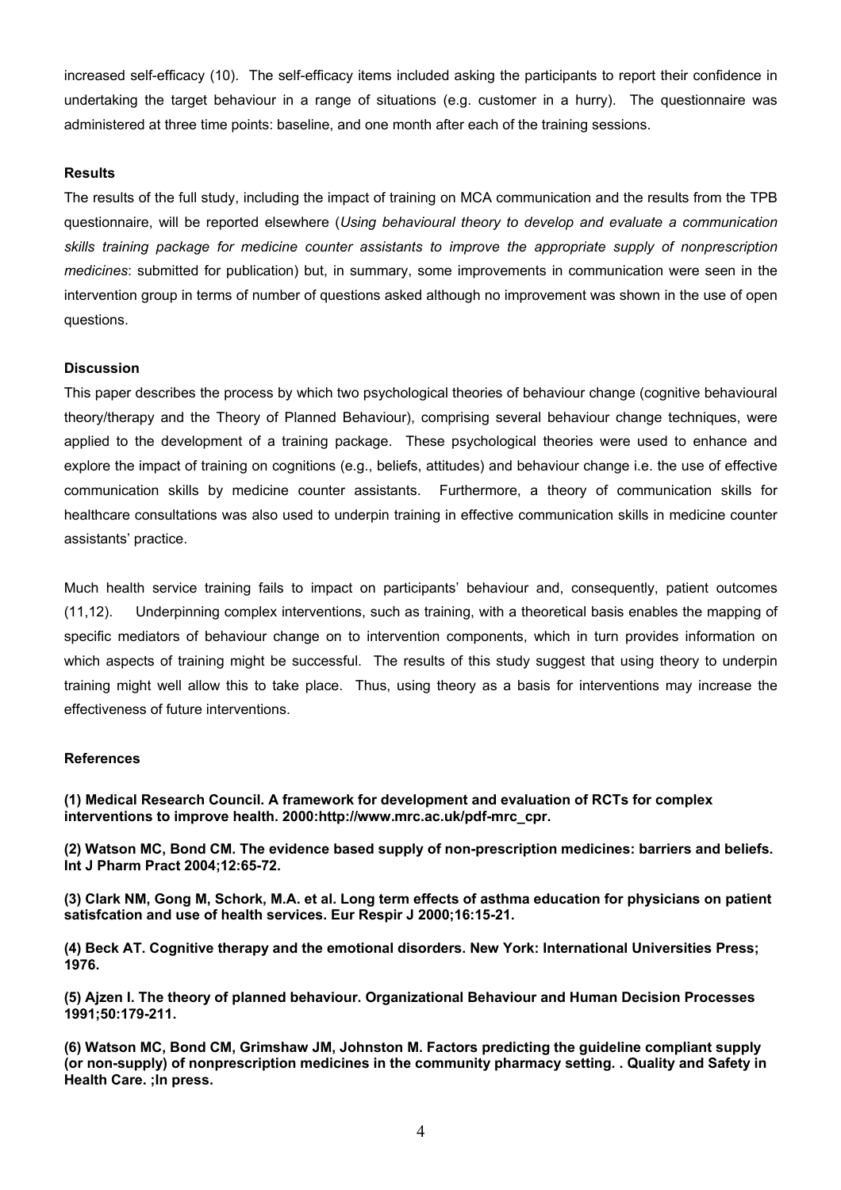increased self-efficacy (10). The self-efficacy items included asking the participants to report their confidence in undertaking the target behaviour in a range of situations (e.g. customer in a hurry). The questionnaire was administered at three time points: baseline, and one month after each of the training sessions.

**Results**

The results of the full study, including the impact of training on MCA communication and the results from the TPB questionnaire, will be reported elsewhere (*Using behavioural theory to develop and evaluate a communication skills training package for medicine counter assistants to improve the appropriate supply of nonprescription medicines*: submitted for publication) but, in summary, some improvements in communication were seen in the intervention group in terms of number of questions asked although no improvement was shown in the use of open questions.

**Discussion**

This paper describes the process by which two psychological theories of behaviour change (cognitive behavioural theory/therapy and the Theory of Planned Behaviour), comprising several behaviour change techniques, were applied to the development of a training package. These psychological theories were used to enhance and explore the impact of training on cognitions (e.g., beliefs, attitudes) and behaviour change i.e. the use of effective communication skills by medicine counter assistants. Furthermore, a theory of communication skills for healthcare consultations was also used to underpin training in effective communication skills in medicine counter assistants' practice.

Much health service training fails to impact on participants' behaviour and, consequently, patient outcomes (11,12). Underpinning complex interventions, such as training, with a theoretical basis enables the mapping of specific mediators of behaviour change on to intervention components, which in turn provides information on which aspects of training might be successful. The results of this study suggest that using theory to underpin training might well allow this to take place. Thus, using theory as a basis for interventions may increase the effectiveness of future interventions.

**References**

**(1) Medical Research Council. A framework for development and evaluation of RCTs for complex interventions to improve health. 2000:http://www.mrc.ac.uk/pdf-mrc_cpr.**

**(2) Watson MC, Bond CM. The evidence based supply of non-prescription medicines: barriers and beliefs. Int J Pharm Pract 2004;12:65-72.**

**(3) Clark NM, Gong M, Schork, M.A. et al. Long term effects of asthma education for physicians on patient satisfcation and use of health services. Eur Respir J 2000;16:15-21.**

**(4) Beck AT. Cognitive therapy and the emotional disorders. New York: International Universities Press; 1976.**

**(5) Ajzen I. The theory of planned behaviour. Organizational Behaviour and Human Decision Processes 1991;50:179-211.**

**(6) Watson MC, Bond CM, Grimshaw JM, Johnston M. Factors predicting the guideline compliant supply (or non-supply) of nonprescription medicines in the community pharmacy setting. . Quality and Safety in Health Care. ;In press.**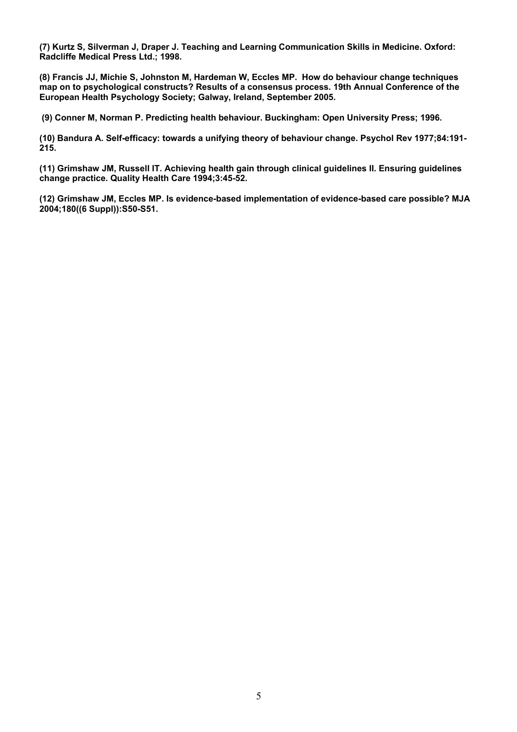**(7) Kurtz S, Silverman J, Draper J. Teaching and Learning Communication Skills in Medicine. Oxford: Radcliffe Medical Press Ltd.; 1998.**

**(8) Francis JJ, Michie S, Johnston M, Hardeman W, Eccles MP. How do behaviour change techniques map on to psychological constructs? Results of a consensus process. 19th Annual Conference of the European Health Psychology Society; Galway, Ireland, September 2005.**

**(9) Conner M, Norman P. Predicting health behaviour. Buckingham: Open University Press; 1996.**

**(10) Bandura A. Self-efficacy: towards a unifying theory of behaviour change. Psychol Rev 1977;84:191-215.**

**(11) Grimshaw JM, Russell IT. Achieving health gain through clinical guidelines II. Ensuring guidelines change practice. Quality Health Care 1994;3:45-52.**

**(12) Grimshaw JM, Eccles MP. Is evidence-based implementation of evidence-based care possible? MJA 2004;180((6 Suppl)):S50-S51.**